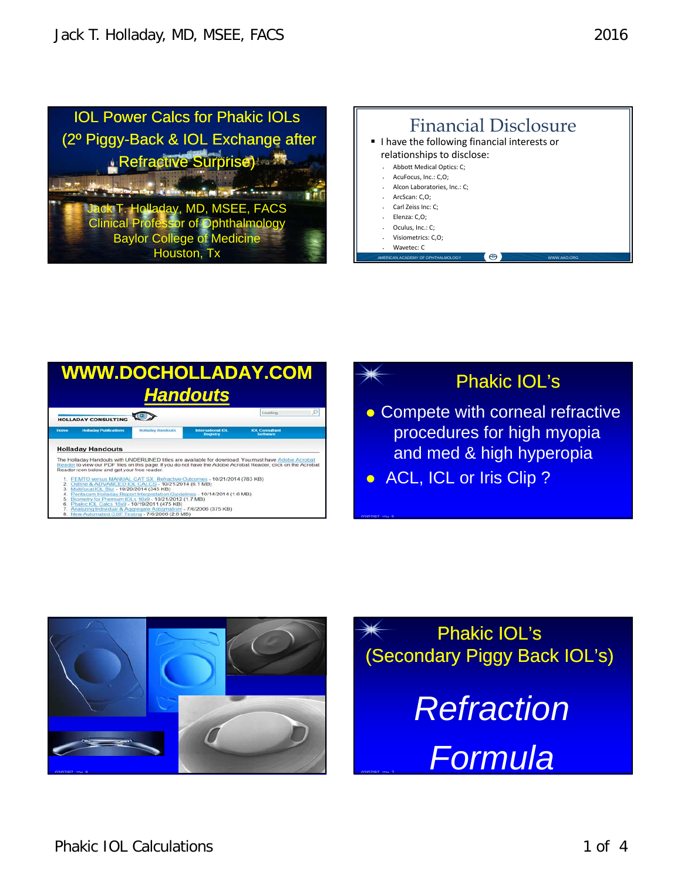## IOL Power Calcs for Phakic IOLs (2º Piggy-Back & IOL Exchange after Refractive Surprise)

Jack T. Holladay, MD, MSEE, FACS
Clinical Professor of Ophthalmology
Baylor College of Medicine
Houston, Tx

## Financial Disclosure

- I have the following financial interests or relationships to disclose:
  - Abbott Medical Optics: C;
  - AcuFocus, Inc.: C,O;
  - Alcon Laboratories, Inc.: C;
  - ArcScan: C,O;
  - Carl Zeiss Inc: C;
  - Elenza: C,O;
  - Oculus, Inc.: C;
  - Visiometrics: C,O;
  - Wavetec: C

AMERICAN ACADEMY OF OPHTHALMOLOGY WWW.AAO.ORG

## WWW.DOCHOLLADAY.COM *Handouts*

HOLLADAY CONSULTING

Home | Holladay Publications | Holladay Handouts | International IOL Registry | IOL Consultant Software

**Holladay Handouts**

The Holladay Handouts with UNDERLINED titles are available for download. You must have Adobe Acrobat Reader to view our PDF files on this page. If you do not have the Adobe Acrobat Reader, click on the Acrobat Reader icon below and get your free reader.

1. FEMTO versus MANUAL CAT SX Refractive Outcomes - 10/21/2014 (783 KB)
2. Outline & ADVANCED IOL CALCS - 10/21/2014 (6.1 MB)
3. Multifocal IOL Blur - 10/20/2014 (345 KB)
4. Pentacam Holladay Report Interpretation Guidelines - 10/14/2014 (1.6 MB)
5. Biometry for Premium IOLs 16x9 - 10/21/2012 (1.7 MB)
6. Phakic IOL Calcs 16x9 - 10/19/2011 (475 KB)
7. Analyzing Individual & Aggregate Astigmatism - 7/6/2006 (375 KB)
8. New Automated CSF Testing - 7/6/2006 (2.6 MB)

## Phakic IOL's

- Compete with corneal refractive procedures for high myopia and med & high hyperopia
- ACL, ICL or Iris Clip ?

## Phakic IOL's (Secondary Piggy Back IOL's)

*Refraction*

*Formula*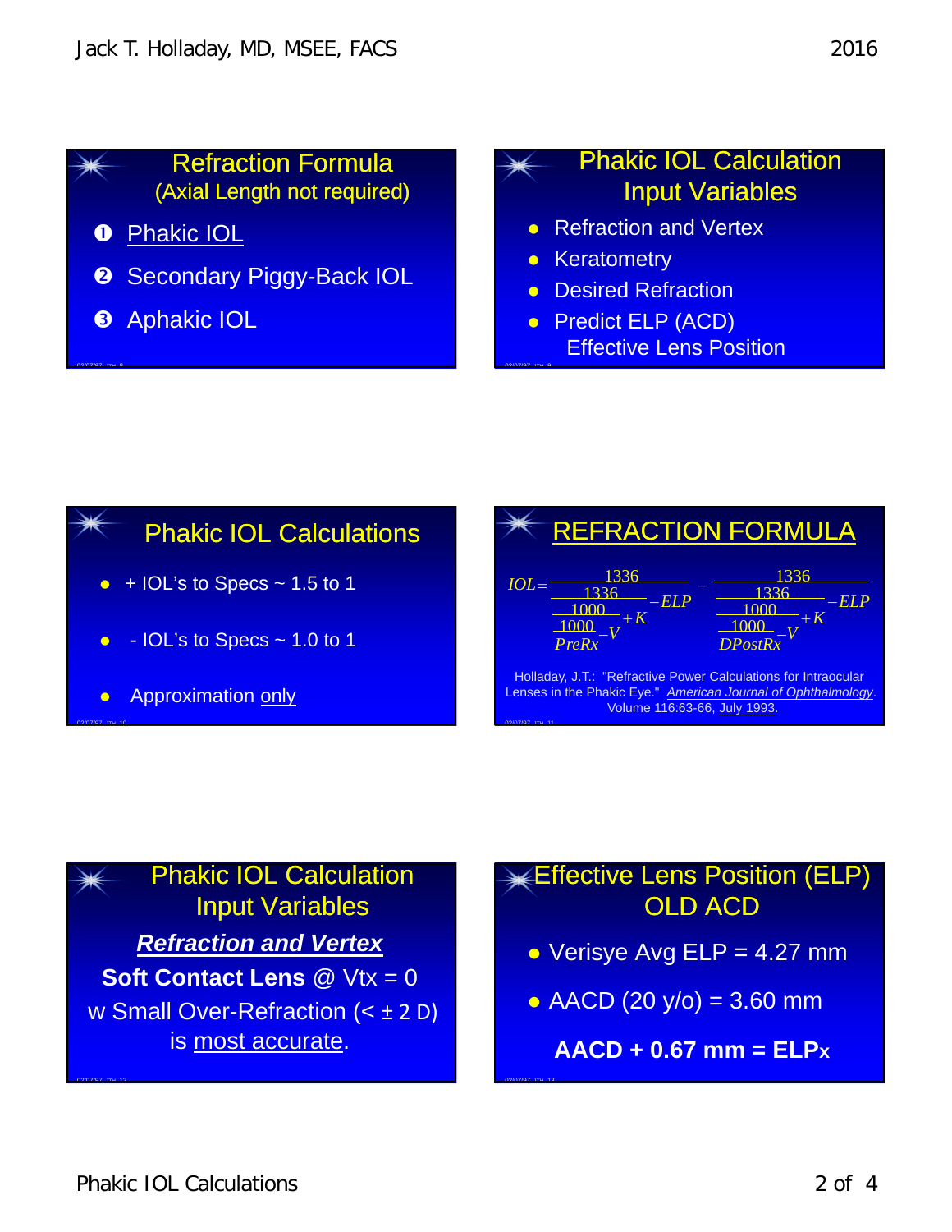## Refraction Formula
(Axial Length not required)

1. Phakic IOL
2. Secondary Piggy-Back IOL
3. Aphakic IOL

## Phakic IOL Calculation Input Variables

- Refraction and Vertex
- Keratometry
- Desired Refraction
- Predict ELP (ACD)
  Effective Lens Position

## Phakic IOL Calculations

- + IOL's to Specs ~ 1.5 to 1
- - IOL's to Specs ~ 1.0 to 1
- Approximation only

## REFRACTION FORMULA

$$IOL = \frac{1336}{\frac{1336}{\frac{1000}{\frac{1000}{PreRx} - V} + K} - ELP} - \frac{1336}{\frac{1336}{\frac{1000}{\frac{1000}{DPostRx} - V} + K} - ELP}$$

Holladay, J.T.: "Refractive Power Calculations for Intraocular Lenses in the Phakic Eye." *American Journal of Ophthalmology*. Volume 116:63-66, July 1993.

## Phakic IOL Calculation Input Variables

***Refraction and Vertex***

**Soft Contact Lens** @ Vtx = 0 w Small Over-Refraction (< ± 2 D) is most accurate.

## Effective Lens Position (ELP) OLD ACD

- Verisye Avg ELP = 4.27 mm
- AACD (20 y/o) = 3.60 mm

**AACD + 0.67 mm = ELPx**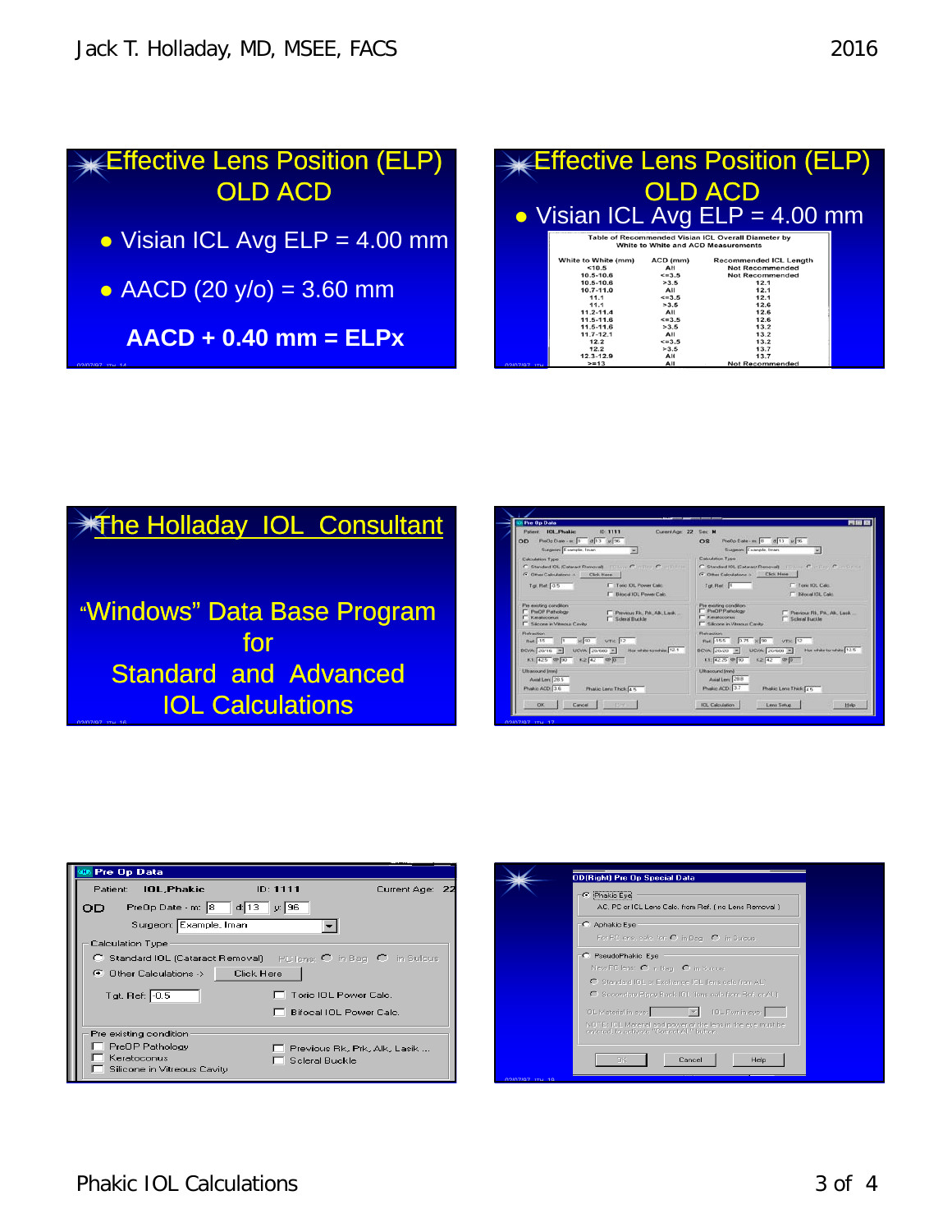## Effective Lens Position (ELP) OLD ACD

- Visian ICL Avg ELP = 4.00 mm
- AACD (20 y/o) = 3.60 mm

**AACD + 0.40 mm = ELPx**

## Effective Lens Position (ELP) OLD ACD

- Visian ICL Avg ELP = 4.00 mm

Table of Recommended Visian ICL Overall Diameter by White to White and ACD Measurements

| White to White (mm) | ACD (mm) | Recommended ICL Length |
|---|---|---|
| <10.5 | All | Not Recommended |
| 10.5-10.6 | <=3.5 | Not Recommended |
| 10.5-10.6 | >3.5 | 12.1 |
| 10.7-11.0 | All | 12.1 |
| 11.1 | <=3.5 | 12.1 |
| 11.1 | >3.5 | 12.6 |
| 11.2-11.4 | All | 12.6 |
| 11.5-11.6 | <=3.5 | 12.6 |
| 11.5-11.6 | >3.5 | 13.2 |
| 11.7-12.1 | All | 13.2 |
| 12.2 | <=3.5 | 13.2 |
| 12.2 | >3.5 | 13.7 |
| 12.3-12.9 | All | 13.7 |
| >=13 | All | Not Recommended |

## The Holladay IOL Consultant

"Windows" Data Base Program for Standard and Advanced IOL Calculations

**Pre Op Data**

Patient: IOL,Phakic ID: 1111 Current Age: 22

OD PreOp Date - m: 8 d: 13 y: 96

Surgeon: Example, Iman

Calculation Type

- Standard IOL (Cataract Removal) PC lens: In Bag In Sulcus
- Other Calculations -> Click Here

Tgt. Ref: -0.5

- Toric IOL Power Calc.
- Bifocal IOL Power Calc.

Pre existing condition

- PreOP Pathology
- Keratoconus
- Silicone in Vitreous Cavity
- Previous Rk, Prk, Alk, Lasik ...
- Scleral Buckle

**OD(Right) Pre Op Special Data**

- Phakic Eye
  - AC, PC or ICL Lens Calc. from Ref. ( no Lens Removal )
- Aphakic Eye
  - For PC lens calc. for: In Bag In Sulcus
- PseudoPhakic Eye
  - New PC lens: In Bag In Sulcus
  - Standard IOL or Exchange IOL lens calc from AL
  - Secondary Piggy Back IOL lens calc from Ref. or AL

IOL Material in eye: IOL Pwr in eye:

NOTE: IOL Material and power of the lens in the eye must be entered to activate "Correct AL" button.

OK Cancel Help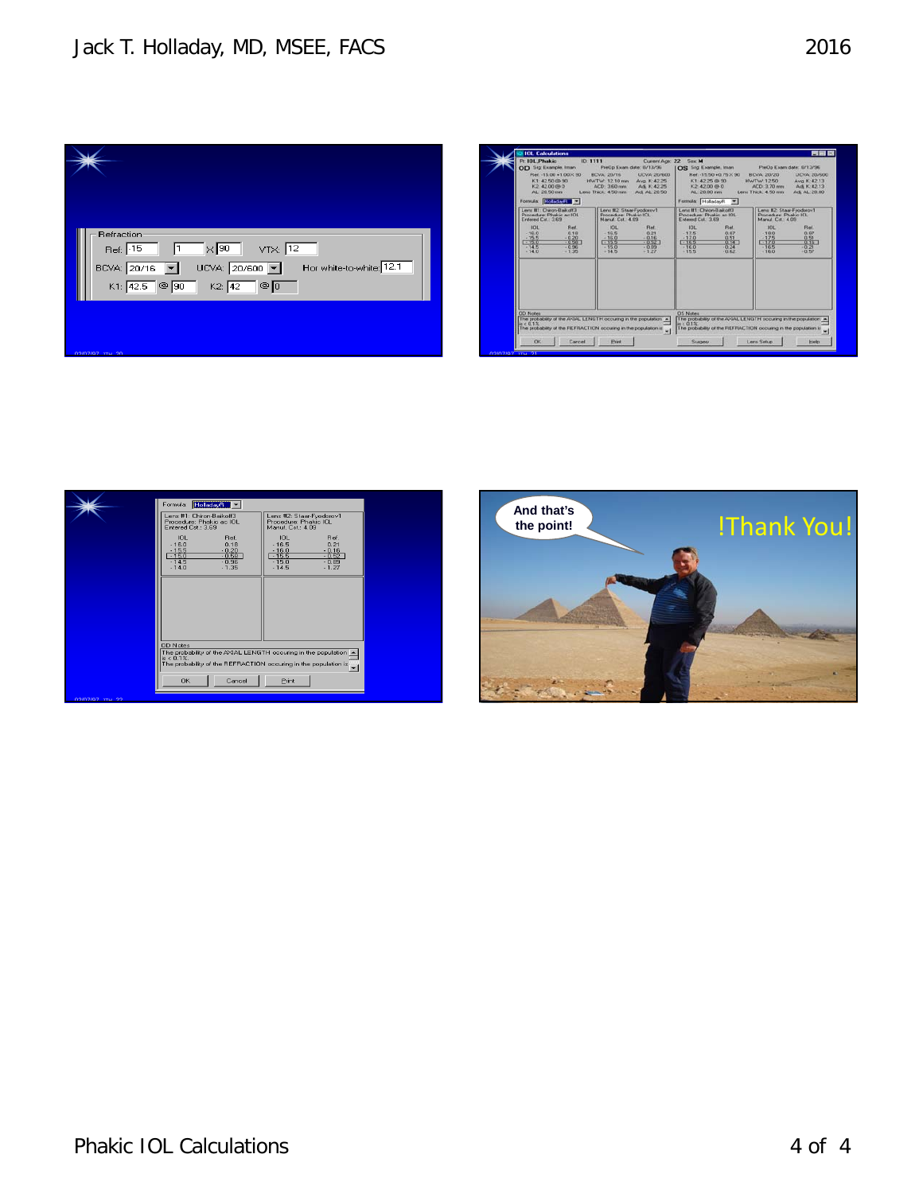Refraction

Ref: -15 | 1 | x 90 | VTX: 12

BCVA: 20/16 | UCVA: 20/600 | Hor white-to-white: 12.1

K1: 42.5 @ 90 | K2: 42 @ 0

Formula: HolladayR

| Lens #1: Chiron-Baikoff3 Procedure: Phakic ac IOL Entered Cst.: 3.69 | | Lens #2: Staar-Fyodorov1 Procedure: Phakic ICL Manuf. Cst.: 4.09 | |
|---|---|---|---|
| IOL | Ref. | IOL | Ref. |
| -16.0 | 0.18 | -16.5 | 0.21 |
| -15.5 | -0.20 | -16.0 | -0.16 |
| -15.0 | -0.58 | -15.5 | -0.52 |
| -14.5 | -0.96 | -15.0 | -0.89 |
| -14.0 | -1.35 | -14.5 | -1.27 |

OD Notes

The probability of the AXIAL LENGTH occuring in the population is < 0.1%.

The probability of the REFRACTION occuring in the population is

OK | Cancel | Print

And that's the point!

!Thank You!